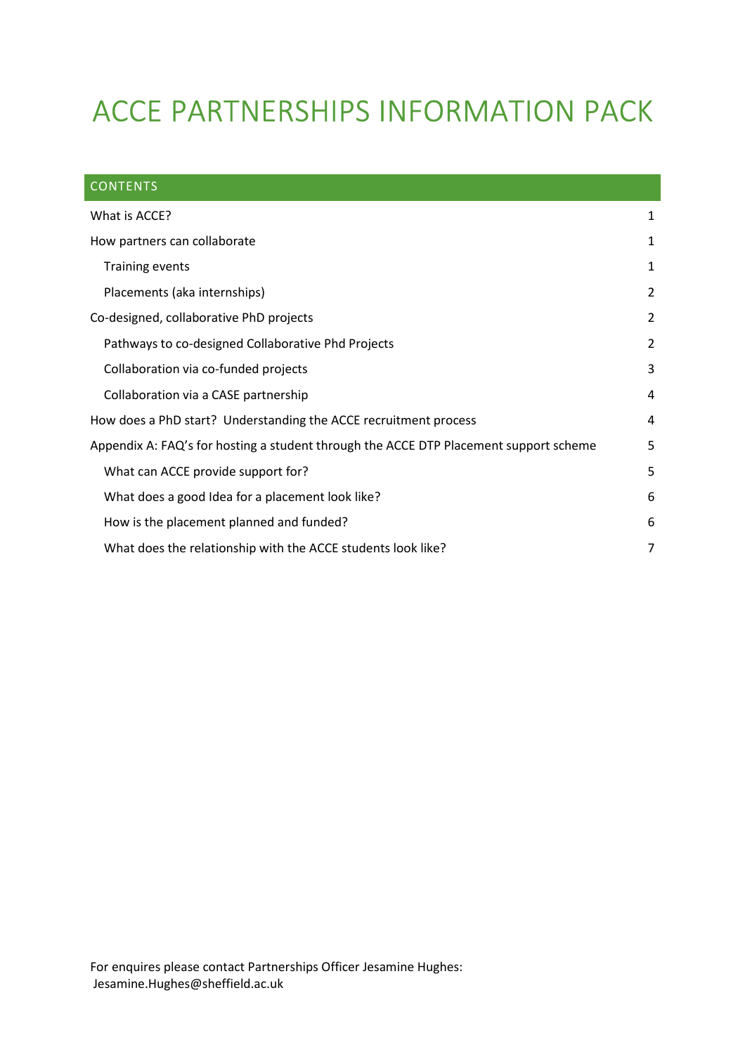# ACCE PARTNERSHIPS INFORMATION PACK

## CONTENTS

| | |
|---|---|
| What is ACCE? | 1 |
| How partners can collaborate | 1 |
| Training events | 1 |
| Placements (aka internships) | 2 |
| Co-designed, collaborative PhD projects | 2 |
| Pathways to co-designed Collaborative Phd Projects | 2 |
| Collaboration via co-funded projects | 3 |
| Collaboration via a CASE partnership | 4 |
| How does a PhD start? Understanding the ACCE recruitment process | 4 |
| Appendix A: FAQ's for hosting a student through the ACCE DTP Placement support scheme | 5 |
| What can ACCE provide support for? | 5 |
| What does a good Idea for a placement look like? | 6 |
| How is the placement planned and funded? | 6 |
| What does the relationship with the ACCE students look like? | 7 |

For enquires please contact Partnerships Officer Jesamine Hughes: Jesamine.Hughes@sheffield.ac.uk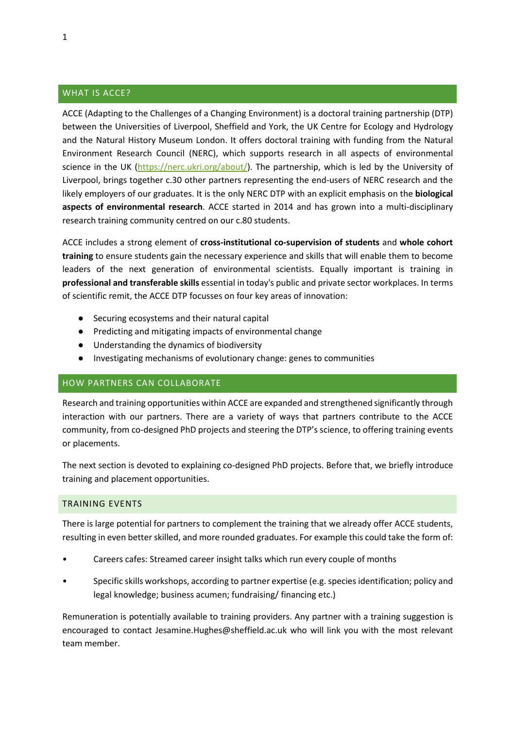## WHAT IS ACCE?

ACCE (Adapting to the Challenges of a Changing Environment) is a doctoral training partnership (DTP) between the Universities of Liverpool, Sheffield and York, the UK Centre for Ecology and Hydrology and the Natural History Museum London. It offers doctoral training with funding from the Natural Environment Research Council (NERC), which supports research in all aspects of environmental science in the UK ([https://nerc.ukri.org/about/](https://nerc.ukri.org/about/)). The partnership, which is led by the University of Liverpool, brings together c.30 other partners representing the end-users of NERC research and the likely employers of our graduates. It is the only NERC DTP with an explicit emphasis on the **biological aspects of environmental research**. ACCE started in 2014 and has grown into a multi-disciplinary research training community centred on our c.80 students.

ACCE includes a strong element of **cross-institutional co-supervision of students** and **whole cohort training** to ensure students gain the necessary experience and skills that will enable them to become leaders of the next generation of environmental scientists. Equally important is training in **professional and transferable skills** essential in today's public and private sector workplaces. In terms of scientific remit, the ACCE DTP focusses on four key areas of innovation:

- Securing ecosystems and their natural capital
- Predicting and mitigating impacts of environmental change
- Understanding the dynamics of biodiversity
- Investigating mechanisms of evolutionary change: genes to communities

## HOW PARTNERS CAN COLLABORATE

Research and training opportunities within ACCE are expanded and strengthened significantly through interaction with our partners. There are a variety of ways that partners contribute to the ACCE community, from co-designed PhD projects and steering the DTP's science, to offering training events or placements.

The next section is devoted to explaining co-designed PhD projects. Before that, we briefly introduce training and placement opportunities.

### TRAINING EVENTS

There is large potential for partners to complement the training that we already offer ACCE students, resulting in even better skilled, and more rounded graduates. For example this could take the form of:

- Careers cafes: Streamed career insight talks which run every couple of months
- Specific skills workshops, according to partner expertise (e.g. species identification; policy and legal knowledge; business acumen; fundraising/ financing etc.)

Remuneration is potentially available to training providers. Any partner with a training suggestion is encouraged to contact Jesamine.Hughes@sheffield.ac.uk who will link you with the most relevant team member.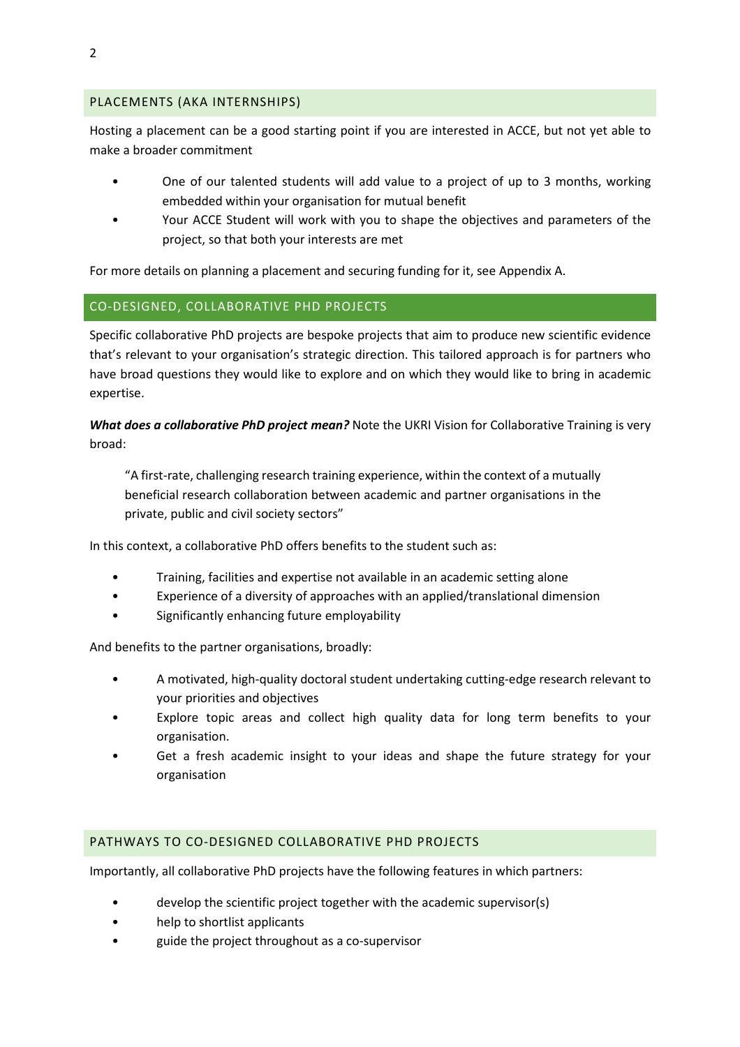## PLACEMENTS (AKA INTERNSHIPS)

Hosting a placement can be a good starting point if you are interested in ACCE, but not yet able to make a broader commitment

- One of our talented students will add value to a project of up to 3 months, working embedded within your organisation for mutual benefit
- Your ACCE Student will work with you to shape the objectives and parameters of the project, so that both your interests are met

For more details on planning a placement and securing funding for it, see Appendix A.

## CO-DESIGNED, COLLABORATIVE PHD PROJECTS

Specific collaborative PhD projects are bespoke projects that aim to produce new scientific evidence that's relevant to your organisation's strategic direction. This tailored approach is for partners who have broad questions they would like to explore and on which they would like to bring in academic expertise.

***What does a collaborative PhD project mean?*** Note the UKRI Vision for Collaborative Training is very broad:

> "A first-rate, challenging research training experience, within the context of a mutually beneficial research collaboration between academic and partner organisations in the private, public and civil society sectors"

In this context, a collaborative PhD offers benefits to the student such as:

- Training, facilities and expertise not available in an academic setting alone
- Experience of a diversity of approaches with an applied/translational dimension
- Significantly enhancing future employability

And benefits to the partner organisations, broadly:

- A motivated, high-quality doctoral student undertaking cutting-edge research relevant to your priorities and objectives
- Explore topic areas and collect high quality data for long term benefits to your organisation.
- Get a fresh academic insight to your ideas and shape the future strategy for your organisation

## PATHWAYS TO CO-DESIGNED COLLABORATIVE PHD PROJECTS

Importantly, all collaborative PhD projects have the following features in which partners:

- develop the scientific project together with the academic supervisor(s)
- help to shortlist applicants
- guide the project throughout as a co-supervisor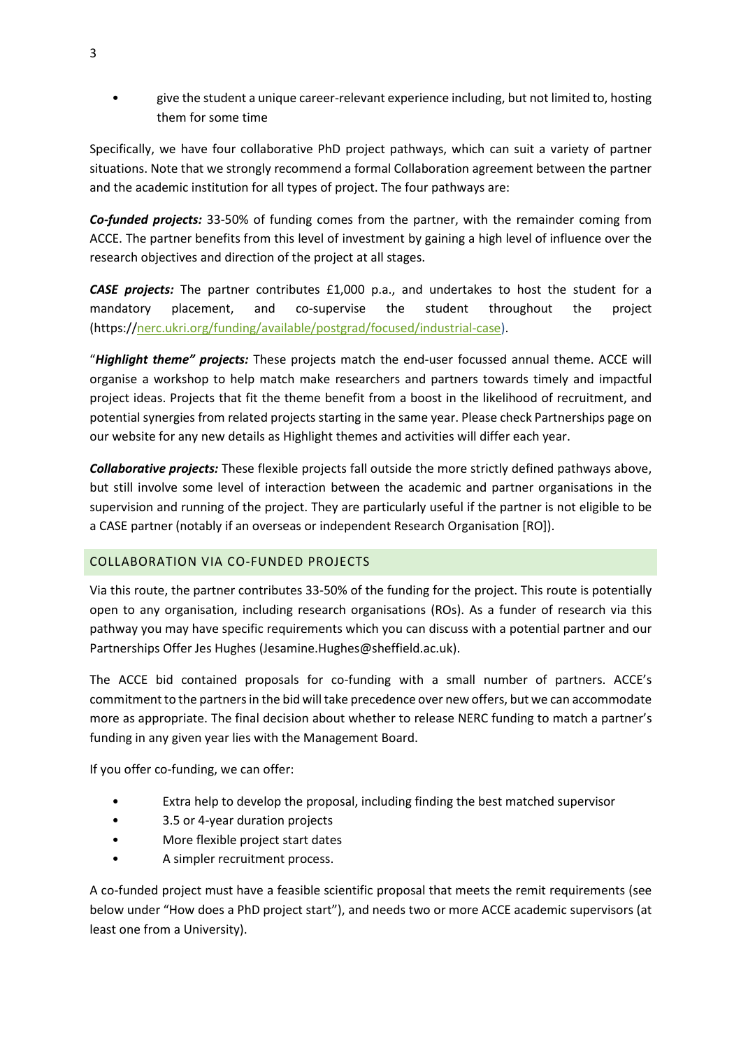- give the student a unique career-relevant experience including, but not limited to, hosting them for some time

Specifically, we have four collaborative PhD project pathways, which can suit a variety of partner situations. Note that we strongly recommend a formal Collaboration agreement between the partner and the academic institution for all types of project. The four pathways are:

***Co-funded projects:*** 33-50% of funding comes from the partner, with the remainder coming from ACCE. The partner benefits from this level of investment by gaining a high level of influence over the research objectives and direction of the project at all stages.

***CASE projects:*** The partner contributes £1,000 p.a., and undertakes to host the student for a mandatory placement, and co-supervise the student throughout the project (https://nerc.ukri.org/funding/available/postgrad/focused/industrial-case).

"***Highlight theme" projects:*** These projects match the end-user focussed annual theme. ACCE will organise a workshop to help match make researchers and partners towards timely and impactful project ideas. Projects that fit the theme benefit from a boost in the likelihood of recruitment, and potential synergies from related projects starting in the same year. Please check Partnerships page on our website for any new details as Highlight themes and activities will differ each year.

***Collaborative projects:*** These flexible projects fall outside the more strictly defined pathways above, but still involve some level of interaction between the academic and partner organisations in the supervision and running of the project. They are particularly useful if the partner is not eligible to be a CASE partner (notably if an overseas or independent Research Organisation [RO]).

## COLLABORATION VIA CO-FUNDED PROJECTS

Via this route, the partner contributes 33-50% of the funding for the project. This route is potentially open to any organisation, including research organisations (ROs). As a funder of research via this pathway you may have specific requirements which you can discuss with a potential partner and our Partnerships Offer Jes Hughes (Jesamine.Hughes@sheffield.ac.uk).

The ACCE bid contained proposals for co-funding with a small number of partners. ACCE's commitment to the partners in the bid will take precedence over new offers, but we can accommodate more as appropriate. The final decision about whether to release NERC funding to match a partner's funding in any given year lies with the Management Board.

If you offer co-funding, we can offer:

- Extra help to develop the proposal, including finding the best matched supervisor
- 3.5 or 4-year duration projects
- More flexible project start dates
- A simpler recruitment process.

A co-funded project must have a feasible scientific proposal that meets the remit requirements (see below under "How does a PhD project start"), and needs two or more ACCE academic supervisors (at least one from a University).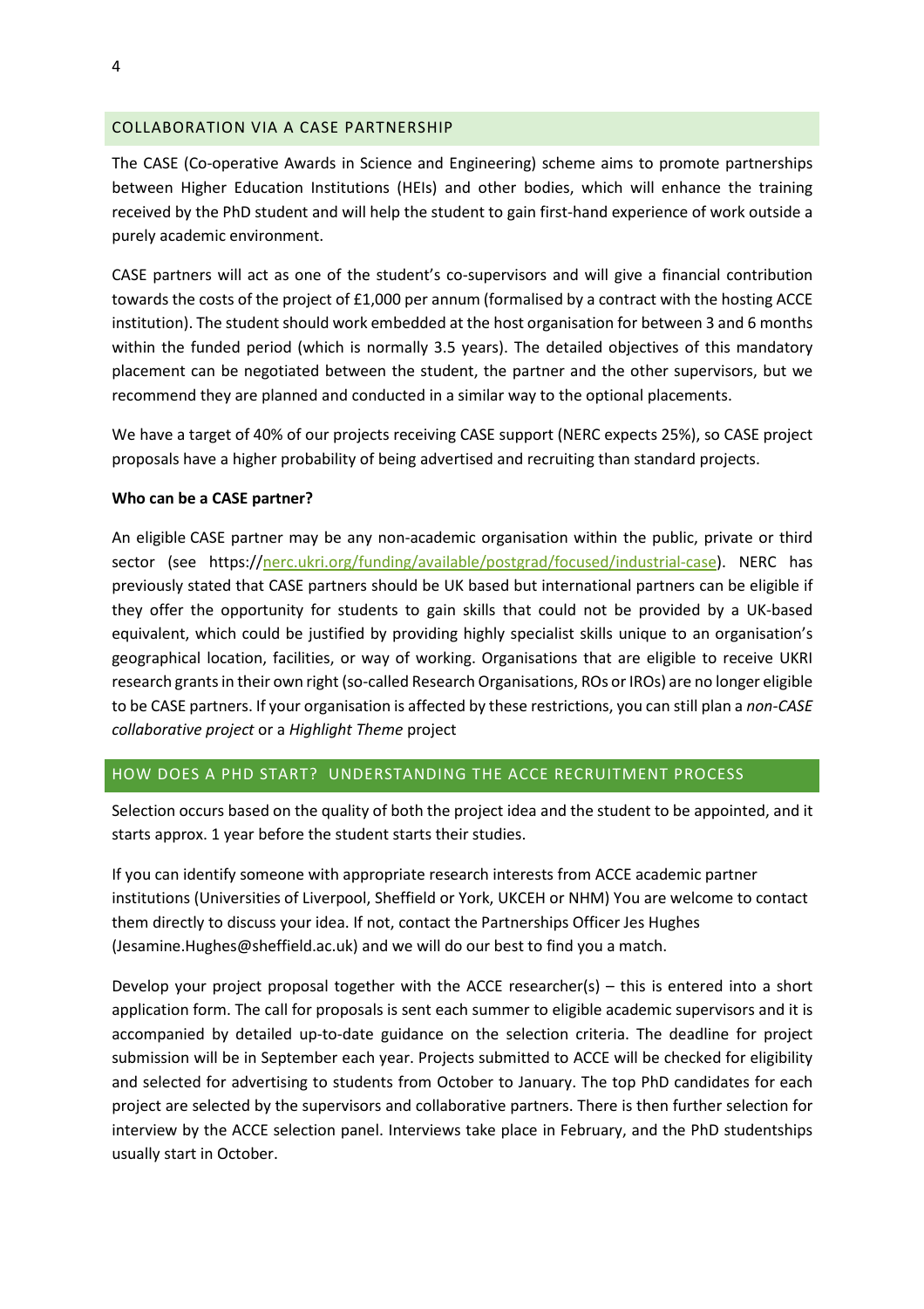## COLLABORATION VIA A CASE PARTNERSHIP

The CASE (Co-operative Awards in Science and Engineering) scheme aims to promote partnerships between Higher Education Institutions (HEIs) and other bodies, which will enhance the training received by the PhD student and will help the student to gain first-hand experience of work outside a purely academic environment.

CASE partners will act as one of the student's co-supervisors and will give a financial contribution towards the costs of the project of £1,000 per annum (formalised by a contract with the hosting ACCE institution). The student should work embedded at the host organisation for between 3 and 6 months within the funded period (which is normally 3.5 years). The detailed objectives of this mandatory placement can be negotiated between the student, the partner and the other supervisors, but we recommend they are planned and conducted in a similar way to the optional placements.

We have a target of 40% of our projects receiving CASE support (NERC expects 25%), so CASE project proposals have a higher probability of being advertised and recruiting than standard projects.

**Who can be a CASE partner?**

An eligible CASE partner may be any non-academic organisation within the public, private or third sector (see https://nerc.ukri.org/funding/available/postgrad/focused/industrial-case). NERC has previously stated that CASE partners should be UK based but international partners can be eligible if they offer the opportunity for students to gain skills that could not be provided by a UK-based equivalent, which could be justified by providing highly specialist skills unique to an organisation's geographical location, facilities, or way of working. Organisations that are eligible to receive UKRI research grants in their own right (so-called Research Organisations, ROs or IROs) are no longer eligible to be CASE partners. If your organisation is affected by these restrictions, you can still plan a *non-CASE collaborative project* or a *Highlight Theme* project

## HOW DOES A PHD START? UNDERSTANDING THE ACCE RECRUITMENT PROCESS

Selection occurs based on the quality of both the project idea and the student to be appointed, and it starts approx. 1 year before the student starts their studies.

If you can identify someone with appropriate research interests from ACCE academic partner institutions (Universities of Liverpool, Sheffield or York, UKCEH or NHM) You are welcome to contact them directly to discuss your idea. If not, contact the Partnerships Officer Jes Hughes (Jesamine.Hughes@sheffield.ac.uk) and we will do our best to find you a match.

Develop your project proposal together with the ACCE researcher(s) – this is entered into a short application form. The call for proposals is sent each summer to eligible academic supervisors and it is accompanied by detailed up-to-date guidance on the selection criteria. The deadline for project submission will be in September each year. Projects submitted to ACCE will be checked for eligibility and selected for advertising to students from October to January. The top PhD candidates for each project are selected by the supervisors and collaborative partners. There is then further selection for interview by the ACCE selection panel. Interviews take place in February, and the PhD studentships usually start in October.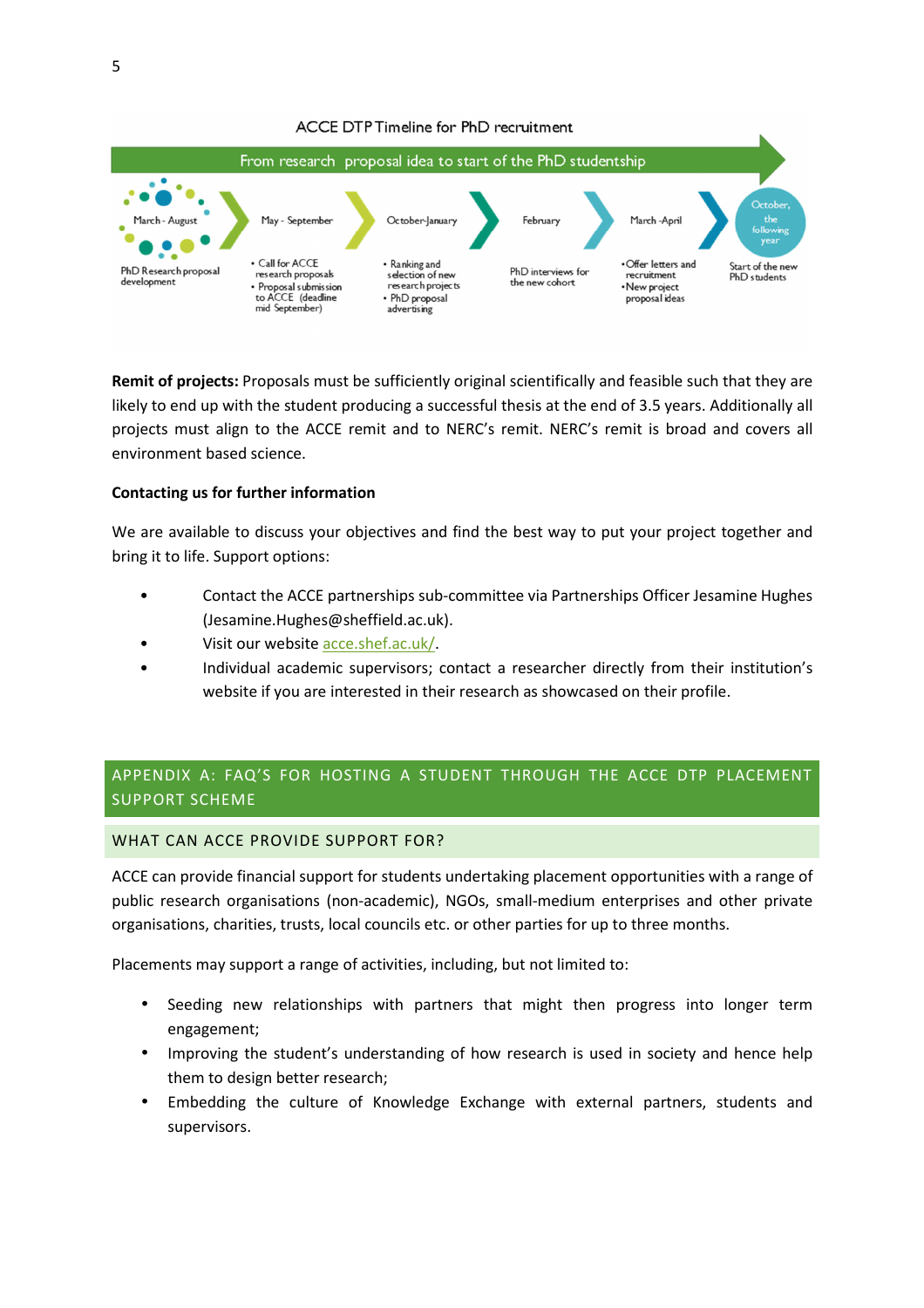ACCE DTP Timeline for PhD recruitment

From research proposal idea to start of the PhD studentship

| March - August | May - September | October-January | February | March -April | October, the following year |
| --- | --- | --- | --- | --- | --- |
| PhD Research proposal development | • Call for ACCE research proposals<br>• Proposal submission to ACCE (deadline mid September) | • Ranking and selection of new research projects<br>• PhD proposal advertising | PhD interviews for the new cohort | • Offer letters and recruitment<br>• New project proposal ideas | Start of the new PhD students |

**Remit of projects:** Proposals must be sufficiently original scientifically and feasible such that they are likely to end up with the student producing a successful thesis at the end of 3.5 years. Additionally all projects must align to the ACCE remit and to NERC's remit. NERC's remit is broad and covers all environment based science.

**Contacting us for further information**

We are available to discuss your objectives and find the best way to put your project together and bring it to life. Support options:

- Contact the ACCE partnerships sub-committee via Partnerships Officer Jesamine Hughes (Jesamine.Hughes@sheffield.ac.uk).
- Visit our website acce.shef.ac.uk/.
- Individual academic supervisors; contact a researcher directly from their institution's website if you are interested in their research as showcased on their profile.

## APPENDIX A: FAQ'S FOR HOSTING A STUDENT THROUGH THE ACCE DTP PLACEMENT SUPPORT SCHEME

### WHAT CAN ACCE PROVIDE SUPPORT FOR?

ACCE can provide financial support for students undertaking placement opportunities with a range of public research organisations (non-academic), NGOs, small-medium enterprises and other private organisations, charities, trusts, local councils etc. or other parties for up to three months.

Placements may support a range of activities, including, but not limited to:

- Seeding new relationships with partners that might then progress into longer term engagement;
- Improving the student's understanding of how research is used in society and hence help them to design better research;
- Embedding the culture of Knowledge Exchange with external partners, students and supervisors.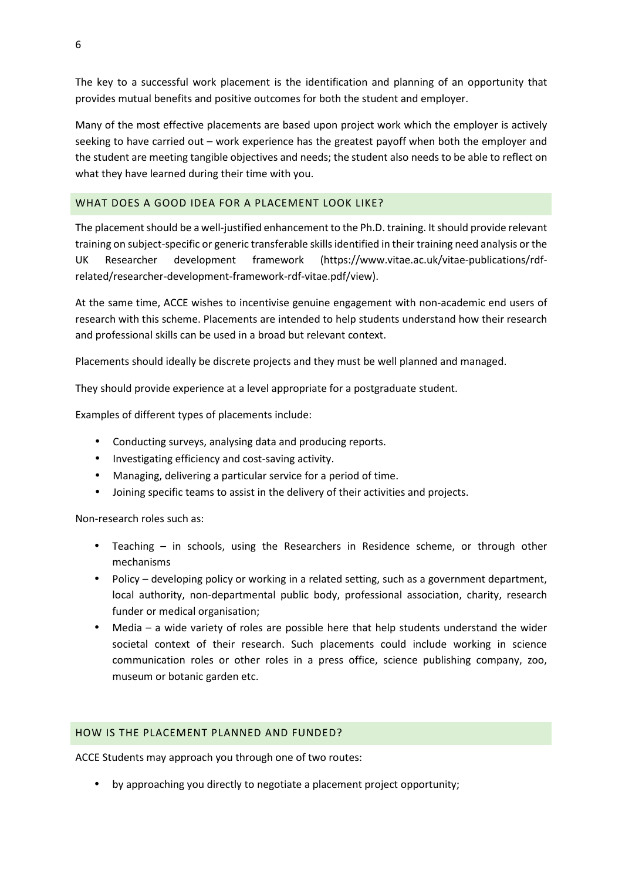The key to a successful work placement is the identification and planning of an opportunity that provides mutual benefits and positive outcomes for both the student and employer.

Many of the most effective placements are based upon project work which the employer is actively seeking to have carried out – work experience has the greatest payoff when both the employer and the student are meeting tangible objectives and needs; the student also needs to be able to reflect on what they have learned during their time with you.

## WHAT DOES A GOOD IDEA FOR A PLACEMENT LOOK LIKE?

The placement should be a well-justified enhancement to the Ph.D. training. It should provide relevant training on subject-specific or generic transferable skills identified in their training need analysis or the UK Researcher development framework (https://www.vitae.ac.uk/vitae-publications/rdf-related/researcher-development-framework-rdf-vitae.pdf/view).

At the same time, ACCE wishes to incentivise genuine engagement with non-academic end users of research with this scheme. Placements are intended to help students understand how their research and professional skills can be used in a broad but relevant context.

Placements should ideally be discrete projects and they must be well planned and managed.

They should provide experience at a level appropriate for a postgraduate student.

Examples of different types of placements include:

- Conducting surveys, analysing data and producing reports.
- Investigating efficiency and cost-saving activity.
- Managing, delivering a particular service for a period of time.
- Joining specific teams to assist in the delivery of their activities and projects.

Non-research roles such as:

- Teaching – in schools, using the Researchers in Residence scheme, or through other mechanisms
- Policy – developing policy or working in a related setting, such as a government department, local authority, non-departmental public body, professional association, charity, research funder or medical organisation;
- Media – a wide variety of roles are possible here that help students understand the wider societal context of their research. Such placements could include working in science communication roles or other roles in a press office, science publishing company, zoo, museum or botanic garden etc.

## HOW IS THE PLACEMENT PLANNED AND FUNDED?

ACCE Students may approach you through one of two routes:

- by approaching you directly to negotiate a placement project opportunity;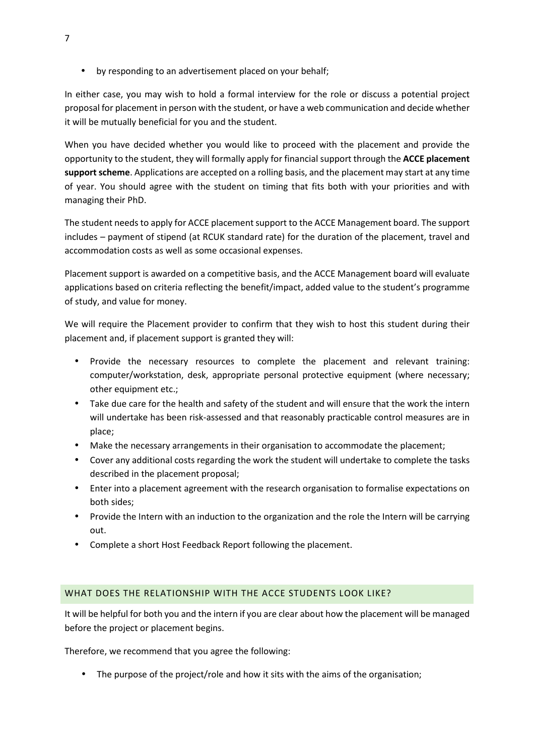- by responding to an advertisement placed on your behalf;

In either case, you may wish to hold a formal interview for the role or discuss a potential project proposal for placement in person with the student, or have a web communication and decide whether it will be mutually beneficial for you and the student.

When you have decided whether you would like to proceed with the placement and provide the opportunity to the student, they will formally apply for financial support through the **ACCE placement support scheme**. Applications are accepted on a rolling basis, and the placement may start at any time of year. You should agree with the student on timing that fits both with your priorities and with managing their PhD.

The student needs to apply for ACCE placement support to the ACCE Management board. The support includes – payment of stipend (at RCUK standard rate) for the duration of the placement, travel and accommodation costs as well as some occasional expenses.

Placement support is awarded on a competitive basis, and the ACCE Management board will evaluate applications based on criteria reflecting the benefit/impact, added value to the student's programme of study, and value for money.

We will require the Placement provider to confirm that they wish to host this student during their placement and, if placement support is granted they will:

- Provide the necessary resources to complete the placement and relevant training: computer/workstation, desk, appropriate personal protective equipment (where necessary; other equipment etc.;
- Take due care for the health and safety of the student and will ensure that the work the intern will undertake has been risk-assessed and that reasonably practicable control measures are in place;
- Make the necessary arrangements in their organisation to accommodate the placement;
- Cover any additional costs regarding the work the student will undertake to complete the tasks described in the placement proposal;
- Enter into a placement agreement with the research organisation to formalise expectations on both sides;
- Provide the Intern with an induction to the organization and the role the Intern will be carrying out.
- Complete a short Host Feedback Report following the placement.

## WHAT DOES THE RELATIONSHIP WITH THE ACCE STUDENTS LOOK LIKE?

It will be helpful for both you and the intern if you are clear about how the placement will be managed before the project or placement begins.

Therefore, we recommend that you agree the following:

- The purpose of the project/role and how it sits with the aims of the organisation;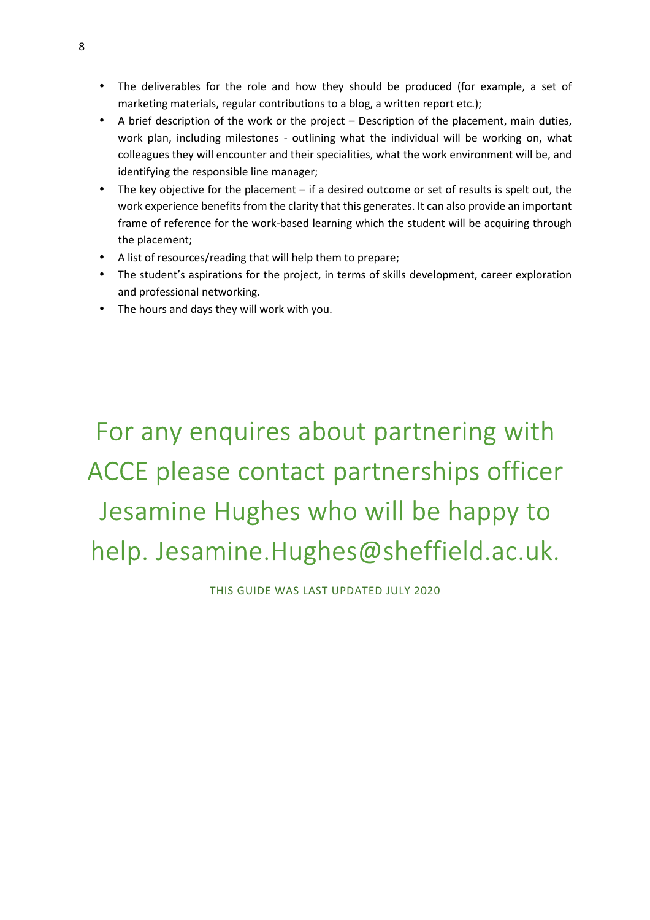- The deliverables for the role and how they should be produced (for example, a set of marketing materials, regular contributions to a blog, a written report etc.);
- A brief description of the work or the project – Description of the placement, main duties, work plan, including milestones - outlining what the individual will be working on, what colleagues they will encounter and their specialities, what the work environment will be, and identifying the responsible line manager;
- The key objective for the placement – if a desired outcome or set of results is spelt out, the work experience benefits from the clarity that this generates. It can also provide an important frame of reference for the work-based learning which the student will be acquiring through the placement;
- A list of resources/reading that will help them to prepare;
- The student's aspirations for the project, in terms of skills development, career exploration and professional networking.
- The hours and days they will work with you.

## For any enquires about partnering with ACCE please contact partnerships officer Jesamine Hughes who will be happy to help. Jesamine.Hughes@sheffield.ac.uk.

THIS GUIDE WAS LAST UPDATED JULY 2020